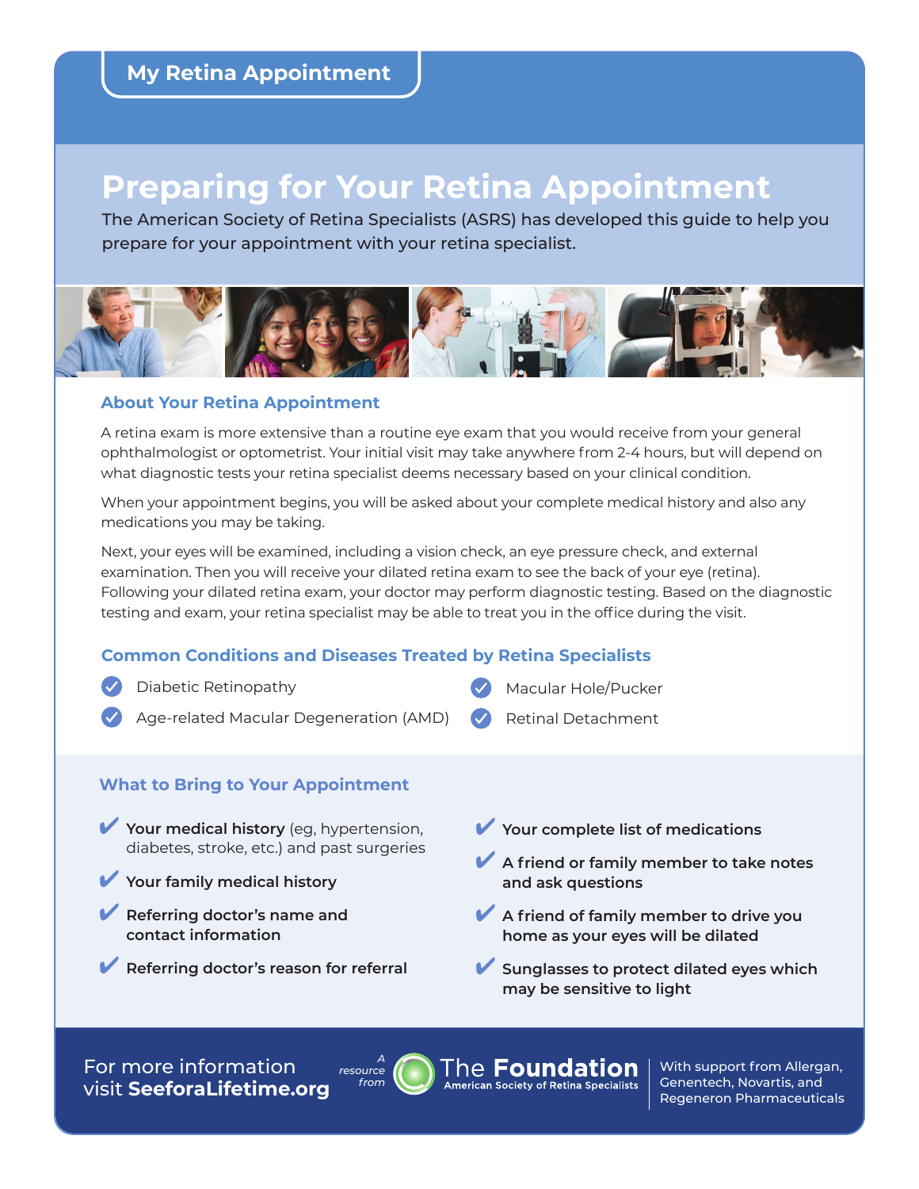My Retina Appointment

# Preparing for Your Retina Appointment

The American Society of Retina Specialists (ASRS) has developed this guide to help you prepare for your appointment with your retina specialist.

## About Your Retina Appointment

A retina exam is more extensive than a routine eye exam that you would receive from your general ophthalmologist or optometrist. Your initial visit may take anywhere from 2-4 hours, but will depend on what diagnostic tests your retina specialist deems necessary based on your clinical condition.

When your appointment begins, you will be asked about your complete medical history and also any medications you may be taking.

Next, your eyes will be examined, including a vision check, an eye pressure check, and external examination. Then you will receive your dilated retina exam to see the back of your eye (retina). Following your dilated retina exam, your doctor may perform diagnostic testing. Based on the diagnostic testing and exam, your retina specialist may be able to treat you in the office during the visit.

## Common Conditions and Diseases Treated by Retina Specialists

- Diabetic Retinopathy
- Age-related Macular Degeneration (AMD)
- Macular Hole/Pucker
- Retinal Detachment

## What to Bring to Your Appointment

- **Your medical history** (eg, hypertension, diabetes, stroke, etc.) and past surgeries
- **Your family medical history**
- **Referring doctor's name and contact information**
- **Referring doctor's reason for referral**
- **Your complete list of medications**
- **A friend or family member to take notes and ask questions**
- **A friend of family member to drive you home as your eyes will be dilated**
- **Sunglasses to protect dilated eyes which may be sensitive to light**

For more information visit **SeeforaLifetime.org**

*A resource from* The **Foundation** American Society of Retina Specialists

With support from Allergan, Genentech, Novartis, and Regeneron Pharmaceuticals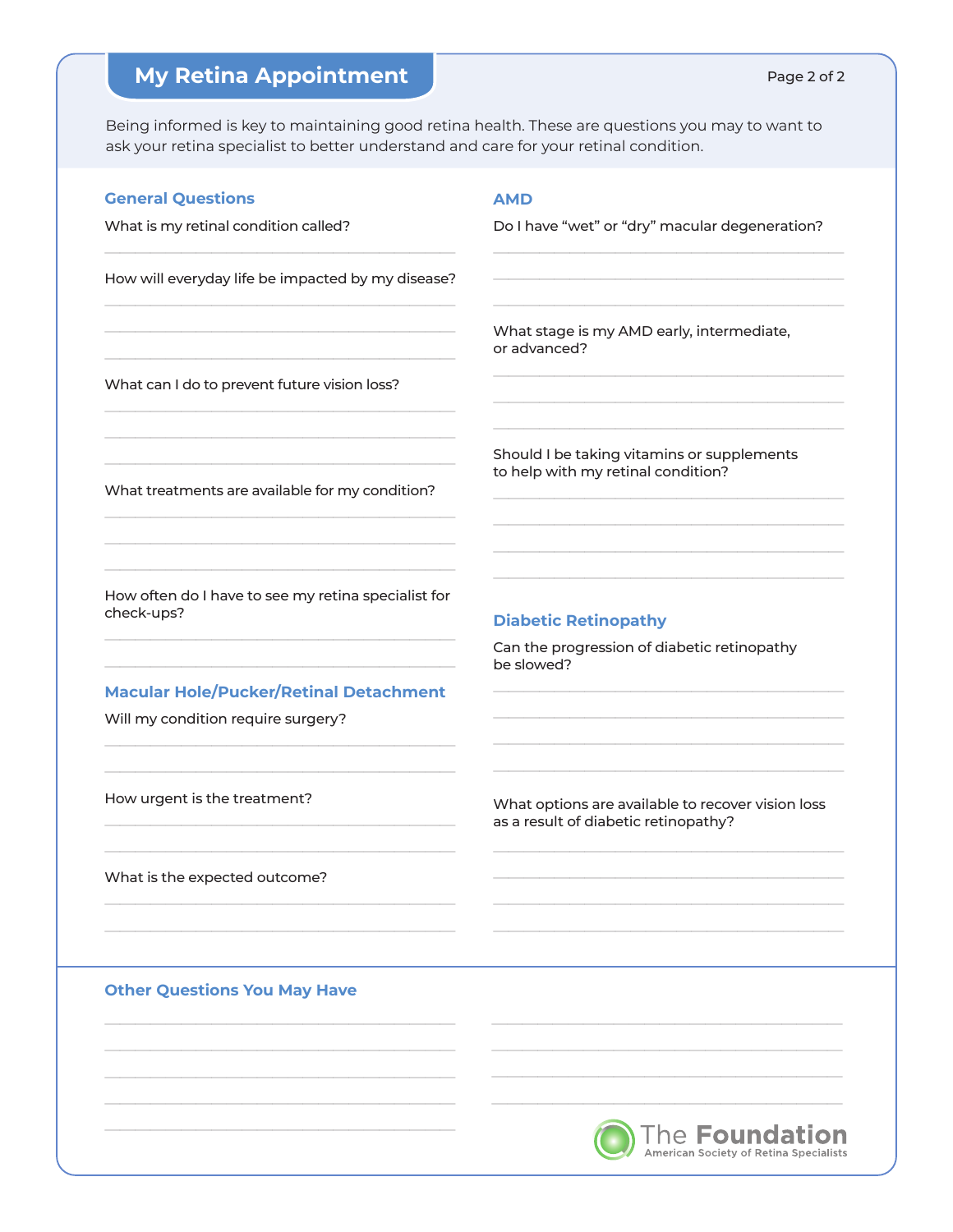# My Retina Appointment

Being informed is key to maintaining good retina health. These are questions you may to want to ask your retina specialist to better understand and care for your retinal condition.

## General Questions

What is my retinal condition called?

How will everyday life be impacted by my disease?

What can I do to prevent future vision loss?

What treatments are available for my condition?

How often do I have to see my retina specialist for check-ups?

## Macular Hole/Pucker/Retinal Detachment

Will my condition require surgery?

How urgent is the treatment?

What is the expected outcome?

## AMD

Do I have "wet" or "dry" macular degeneration?

What stage is my AMD early, intermediate, or advanced?

Should I be taking vitamins or supplements to help with my retinal condition?

## Diabetic Retinopathy

Can the progression of diabetic retinopathy be slowed?

What options are available to recover vision loss as a result of diabetic retinopathy?

## Other Questions You May Have

The Foundation
American Society of Retina Specialists